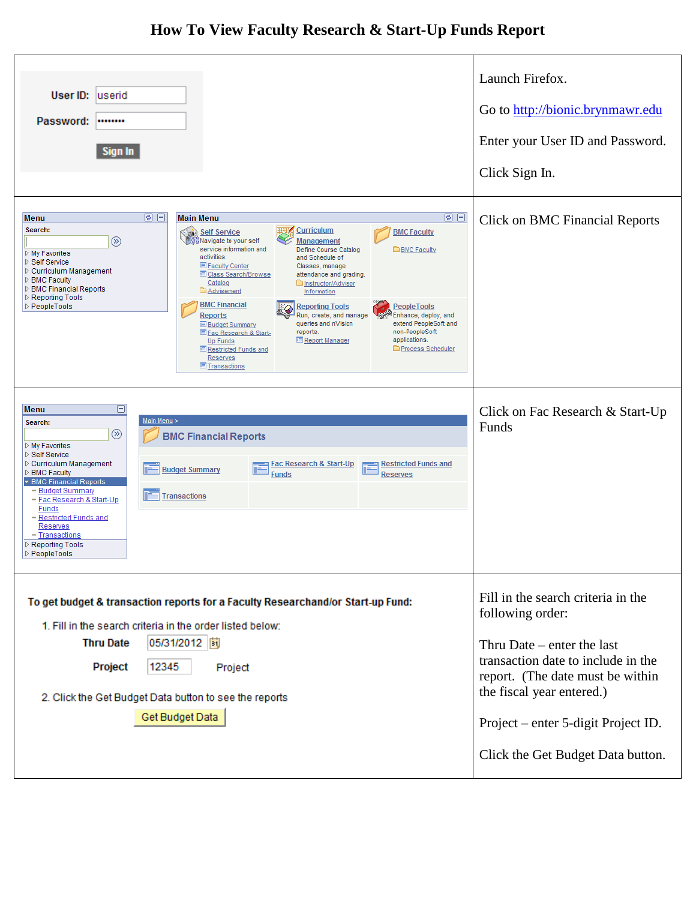# How To View Faculty Research & Start-Up Funds Report

| | |
|---|---|
| User ID: userid<br>Password: ••••••••<br>Sign In | Launch Firefox.<br><br>Go to http://bionic.brynmawr.edu<br><br>Enter your User ID and Password.<br><br>Click Sign In. |
| **Menu**<br>Search:<br>My Favorites<br>Self Service<br>Curriculum Management<br>BMC Faculty<br>BMC Financial Reports<br>Reporting Tools<br>PeopleTools<br><br>**Main Menu**<br>Self Service — Navigate to your self service information and activities. Faculty Center, Class Search/Browse Catalog, Advisement<br>Curriculum Management — Define Course Catalog and Schedule of Classes, manage attendance and grading. Instructor/Advisor Information<br>BMC Faculty — BMC Faculty<br>BMC Financial Reports — Budget Summary, Fac Research & Start-Up Funds, Restricted Funds and Reserves, Transactions<br>Reporting Tools — Run, create, and manage queries and nVision reports. Report Manager<br>PeopleTools — Enhance, deploy, and extend PeopleSoft and non-PeopleSoft applications. Process Scheduler | Click on BMC Financial Reports |
| **Menu**<br>Search:<br>My Favorites<br>Self Service<br>Curriculum Management<br>BMC Faculty<br>BMC Financial Reports<br>– Budget Summary<br>– Fac Research & Start-Up Funds<br>– Restricted Funds and Reserves<br>– Transactions<br>Reporting Tools<br>PeopleTools<br><br>Main Menu ><br>**BMC Financial Reports**<br>Budget Summary<br>Fac Research & Start-Up Funds<br>Restricted Funds and Reserves<br>Transactions | Click on Fac Research & Start-Up Funds |
| **To get budget & transaction reports for a Faculty Researchand/or Start-up Fund:**<br>1. Fill in the search criteria in the order listed below:<br>**Thru Date** 05/31/2012<br>**Project** 12345 Project<br>2. Click the Get Budget Data button to see the reports<br>Get Budget Data | Fill in the search criteria in the following order:<br><br>Thru Date – enter the last transaction date to include in the report. (The date must be within the fiscal year entered.)<br><br>Project – enter 5-digit Project ID.<br><br>Click the Get Budget Data button. |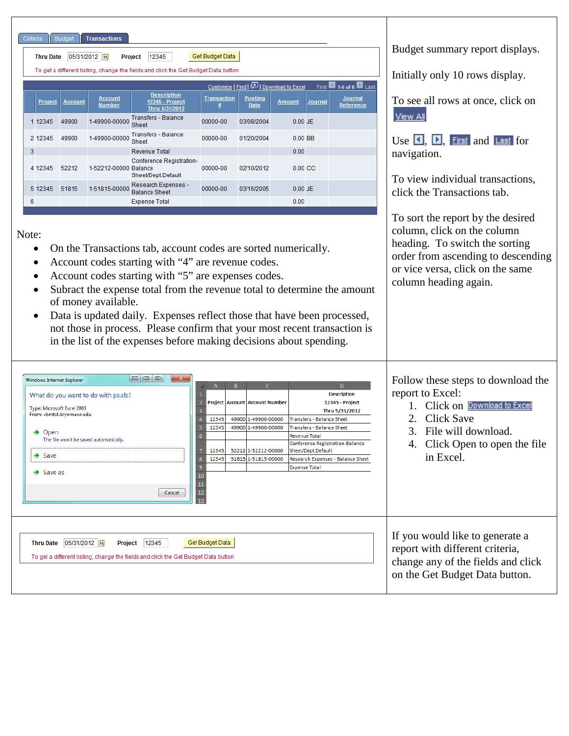Criteria | Budget | **Transactions**

**Thru Date** 05/31/2012 **Project** 12345 Get Budget Data

To get a different listing, change the fields and click the Get Budget Data button

Customize | Find | Download to Excel First 1-6 of 6 Last

| | Project | Account | Account Number | Description 12345 - Project Thru 5/31/2012 | Transaction # | Posting Date | Amount | Journal | Journal Reference |
|---|---|---|---|---|---|---|---|---|---|
| 1 | 12345 | 49900 | 1-49900-00000 | Transfers - Balance Sheet | 00000-00 | 03/08/2004 | 0.00 | JE | |
| 2 | 12345 | 49900 | 1-49900-00000 | Transfers - Balance Sheet | 00000-00 | 01/20/2004 | 0.00 | BB | |
| 3 | | | | Revenue Total | | | 0.00 | | |
| 4 | 12345 | 52212 | 1-52212-00000 | Conference Registration-Balance Sheet/Dept.Default | 00000-00 | 02/10/2012 | 0.00 | CC | |
| 5 | 12345 | 51815 | 1-51815-00000 | Research Expenses - Balance Sheet | 00000-00 | 03/16/2005 | 0.00 | JE | |
| 6 | | | | Expense Total | | | 0.00 | | |

Budget summary report displays.

Initially only 10 rows display.

To see all rows at once, click on View All

Use ◄, ►, First and Last for navigation.

To view individual transactions, click the Transactions tab.

To sort the report by the desired column, click on the column heading. To switch the sorting order from ascending to descending or vice versa, click on the same column heading again.

Note:

- On the Transactions tab, account codes are sorted numerically.
- Account codes starting with "4" are revenue codes.
- Account codes starting with "5" are expenses codes.
- Subract the expense total from the revenue total to determine the amount of money available.
- Data is updated daily. Expenses reflect those that have been processed, not those in process. Please confirm that your most recent transaction is in the list of the expenses before making decisions about spending.

Windows Internet Explorer

What do you want to do with ps.xls?

Type: Microsoft Excel 2003
From: vbmtst.brynmawr.edu

Open
The file won't be saved automatically.

Save

Save as

Cancel

| | A | B | C | D |
|---|---|---|---|---|
| 1 | | | | Description |
| 2 | Project | Account | Account Number | 12345 - Project |
| 3 | | | | Thru 5/31/2012 |
| 4 | 12345 | 49900 | 1-49900-00000 | Transfers - Balance Sheet |
| 5 | 12345 | 49900 | 1-49900-00000 | Transfers - Balance Sheet |
| 6 | | | | Revenue Total |
| 7 | 12345 | 52212 | 1-52212-00000 | Conference Registration-Balance Sheet/Dept.Default |
| 8 | 12345 | 51815 | 1-51815-00000 | Research Expenses - Balance Sheet |
| 9 | | | | Expense Total |
| 10 | | | | |
| 11 | | | | |
| 12 | | | | |
| 13 | | | | |

Follow these steps to download the report to Excel:

1. Click on Download to Excel
2. Click Save
3. File will download.
4. Click Open to open the file in Excel.

**Thru Date** 05/31/2012 **Project** 12345 Get Budget Data

To get a different listing, change the fields and click the Get Budget Data button

If you would like to generate a report with different criteria, change any of the fields and click on the Get Budget Data button.